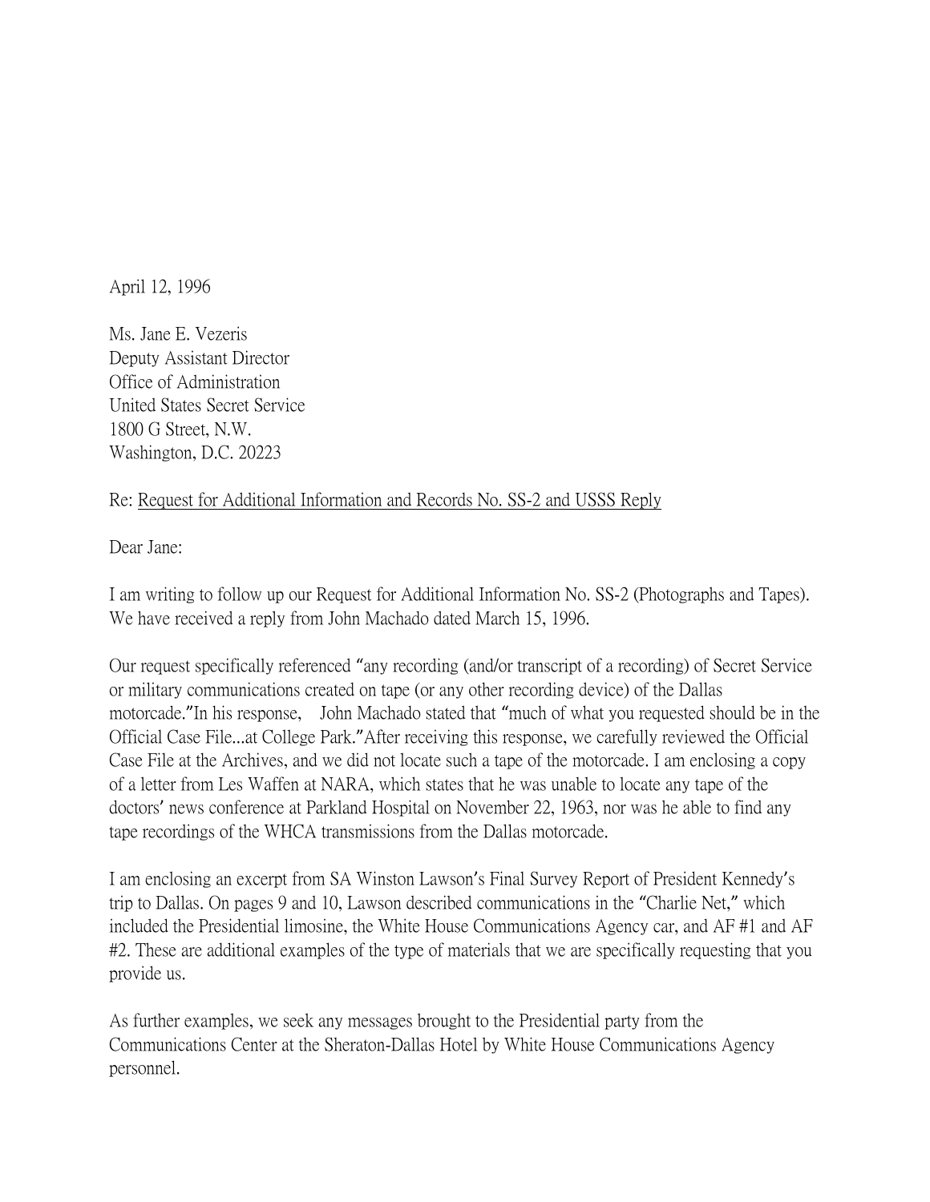April 12, 1996

Ms. Jane E. Vezeris
Deputy Assistant Director
Office of Administration
United States Secret Service
1800 G Street, N.W.
Washington, D.C. 20223

Re: Request for Additional Information and Records No. SS-2 and USSS Reply

Dear Jane:

I am writing to follow up our Request for Additional Information No. SS-2 (Photographs and Tapes). We have received a reply from John Machado dated March 15, 1996.

Our request specifically referenced "any recording (and/or transcript of a recording) of Secret Service or military communications created on tape (or any other recording device) of the Dallas motorcade." In his response, John Machado stated that "much of what you requested should be in the Official Case File...at College Park." After receiving this response, we carefully reviewed the Official Case File at the Archives, and we did not locate such a tape of the motorcade. I am enclosing a copy of a letter from Les Waffen at NARA, which states that he was unable to locate any tape of the doctors' news conference at Parkland Hospital on November 22, 1963, nor was he able to find any tape recordings of the WHCA transmissions from the Dallas motorcade.

I am enclosing an excerpt from SA Winston Lawson's Final Survey Report of President Kennedy's trip to Dallas. On pages 9 and 10, Lawson described communications in the "Charlie Net," which included the Presidential limosine, the White House Communications Agency car, and AF #1 and AF #2. These are additional examples of the type of materials that we are specifically requesting that you provide us.

As further examples, we seek any messages brought to the Presidential party from the Communications Center at the Sheraton-Dallas Hotel by White House Communications Agency personnel.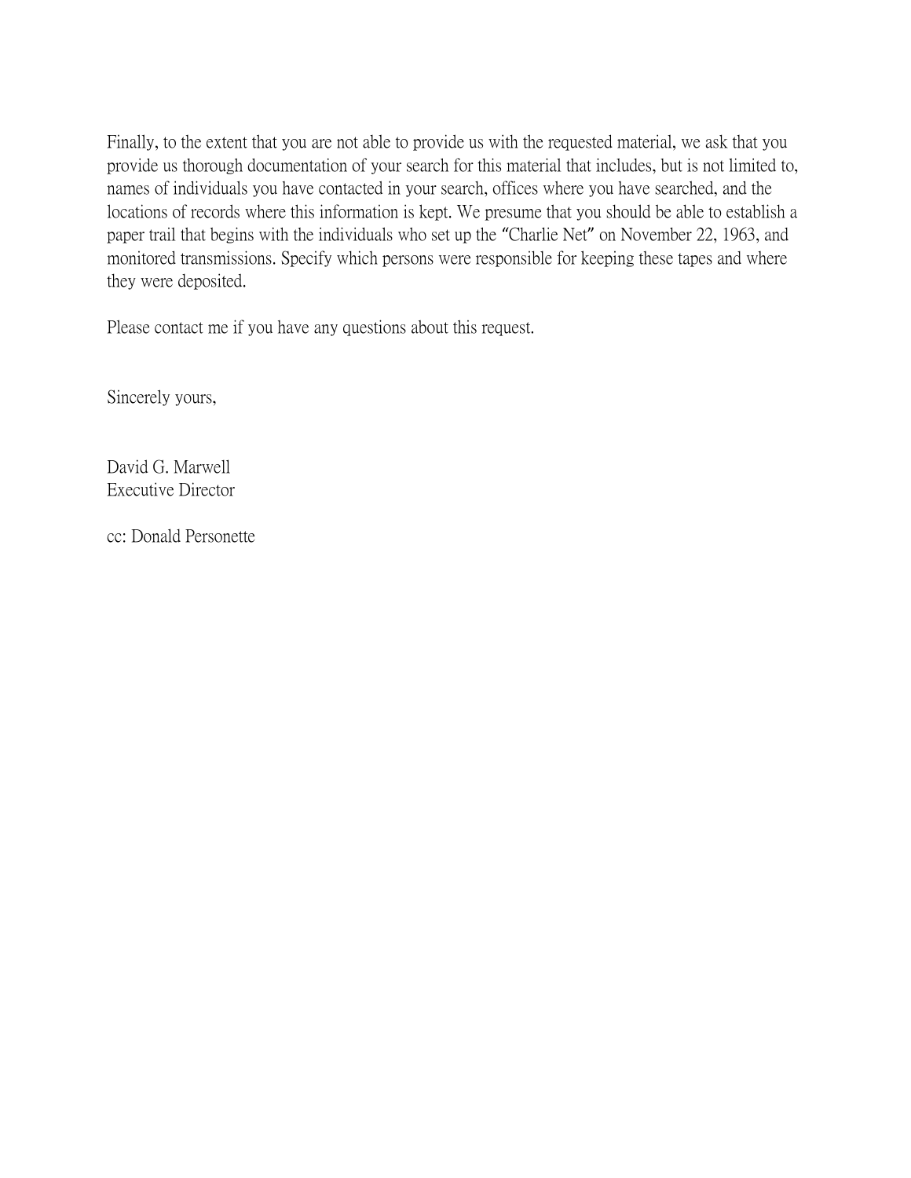Finally, to the extent that you are not able to provide us with the requested material, we ask that you provide us thorough documentation of your search for this material that includes, but is not limited to, names of individuals you have contacted in your search, offices where you have searched, and the locations of records where this information is kept. We presume that you should be able to establish a paper trail that begins with the individuals who set up the "Charlie Net" on November 22, 1963, and monitored transmissions. Specify which persons were responsible for keeping these tapes and where they were deposited.

Please contact me if you have any questions about this request.

Sincerely yours,

David G. Marwell
Executive Director

cc: Donald Personette